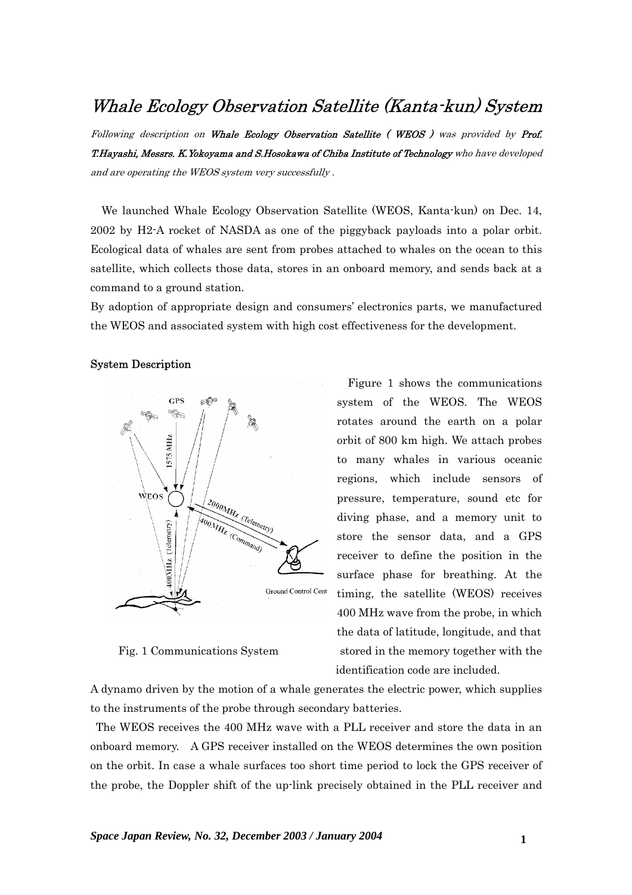# Whale Ecology Observation Satellite (Kanta-kun) System

*Following description on* ***Whale Ecology Observation Satellite ( WEOS )*** *was provided by* ***Prof. T.Hayashi, Messrs. K.Yokoyama and S.Hosokawa of Chiba Institute of Technology*** *who have developed and are operating the WEOS system very successfully .*

We launched Whale Ecology Observation Satellite (WEOS, Kanta-kun) on Dec. 14, 2002 by H2-A rocket of NASDA as one of the piggyback payloads into a polar orbit. Ecological data of whales are sent from probes attached to whales on the ocean to this satellite, which collects those data, stores in an onboard memory, and sends back at a command to a ground station.

By adoption of appropriate design and consumers' electronics parts, we manufactured the WEOS and associated system with high cost effectiveness for the development.

## System Description

Fig. 1 Communications System

Figure 1 shows the communications system of the WEOS. The WEOS rotates around the earth on a polar orbit of 800 km high. We attach probes to many whales in various oceanic regions, which include sensors of pressure, temperature, sound etc for diving phase, and a memory unit to store the sensor data, and a GPS receiver to define the position in the surface phase for breathing. At the timing, the satellite (WEOS) receives 400 MHz wave from the probe, in which the data of latitude, longitude, and that stored in the memory together with the identification code are included.

A dynamo driven by the motion of a whale generates the electric power, which supplies to the instruments of the probe through secondary batteries.

The WEOS receives the 400 MHz wave with a PLL receiver and store the data in an onboard memory. A GPS receiver installed on the WEOS determines the own position on the orbit. In case a whale surfaces too short time period to lock the GPS receiver of the probe, the Doppler shift of the up-link precisely obtained in the PLL receiver and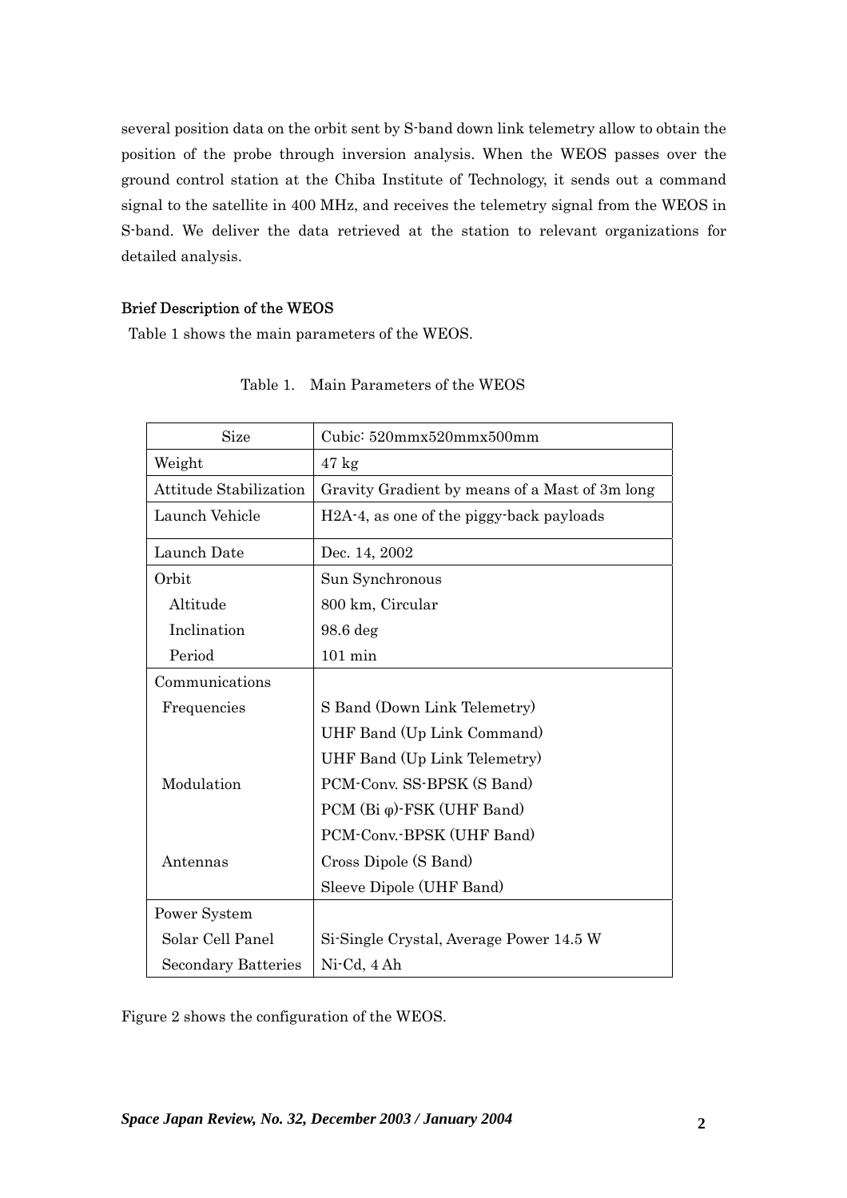several position data on the orbit sent by S-band down link telemetry allow to obtain the position of the probe through inversion analysis. When the WEOS passes over the ground control station at the Chiba Institute of Technology, it sends out a command signal to the satellite in 400 MHz, and receives the telemetry signal from the WEOS in S-band. We deliver the data retrieved at the station to relevant organizations for detailed analysis.

### Brief Description of the WEOS

Table 1 shows the main parameters of the WEOS.

Table 1. Main Parameters of the WEOS

| Size | Cubic: 520mmx520mmx500mm |
|---|---|
| Weight | 47 kg |
| Attitude Stabilization | Gravity Gradient by means of a Mast of 3m long |
| Launch Vehicle | H2A-4, as one of the piggy-back payloads |
| Launch Date | Dec. 14, 2002 |
| Orbit | Sun Synchronous |
| Altitude | 800 km, Circular |
| Inclination | 98.6 deg |
| Period | 101 min |
| Communications | |
| Frequencies | S Band (Down Link Telemetry) |
| | UHF Band (Up Link Command) |
| | UHF Band (Up Link Telemetry) |
| Modulation | PCM-Conv. SS-BPSK (S Band) |
| | PCM (Bi φ)-FSK (UHF Band) |
| | PCM-Conv.-BPSK (UHF Band) |
| Antennas | Cross Dipole (S Band) |
| | Sleeve Dipole (UHF Band) |
| Power System | |
| Solar Cell Panel | Si-Single Crystal, Average Power 14.5 W |
| Secondary Batteries | Ni-Cd, 4 Ah |

Figure 2 shows the configuration of the WEOS.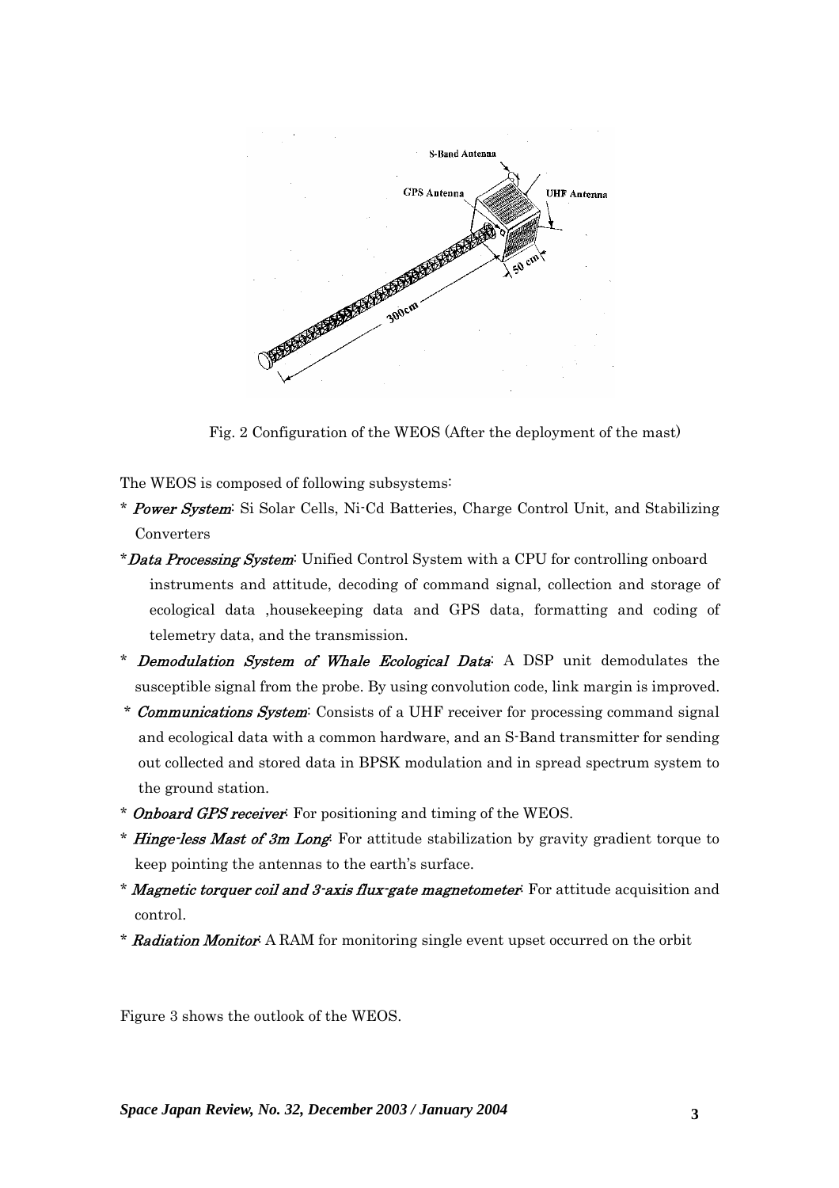Fig. 2 Configuration of the WEOS (After the deployment of the mast)

The WEOS is composed of following subsystems:

* *Power System*: Si Solar Cells, Ni-Cd Batteries, Charge Control Unit, and Stabilizing Converters
* *Data Processing System*: Unified Control System with a CPU for controlling onboard instruments and attitude, decoding of command signal, collection and storage of ecological data ,housekeeping data and GPS data, formatting and coding of telemetry data, and the transmission.
* *Demodulation System of Whale Ecological Data*: A DSP unit demodulates the susceptible signal from the probe. By using convolution code, link margin is improved.
* *Communications System*: Consists of a UHF receiver for processing command signal and ecological data with a common hardware, and an S-Band transmitter for sending out collected and stored data in BPSK modulation and in spread spectrum system to the ground station.
* *Onboard GPS receiver*: For positioning and timing of the WEOS.
* *Hinge-less Mast of 3m Long*: For attitude stabilization by gravity gradient torque to keep pointing the antennas to the earth's surface.
* *Magnetic torquer coil and 3-axis flux-gate magnetometer*: For attitude acquisition and control.
* *Radiation Monitor*: A RAM for monitoring single event upset occurred on the orbit

Figure 3 shows the outlook of the WEOS.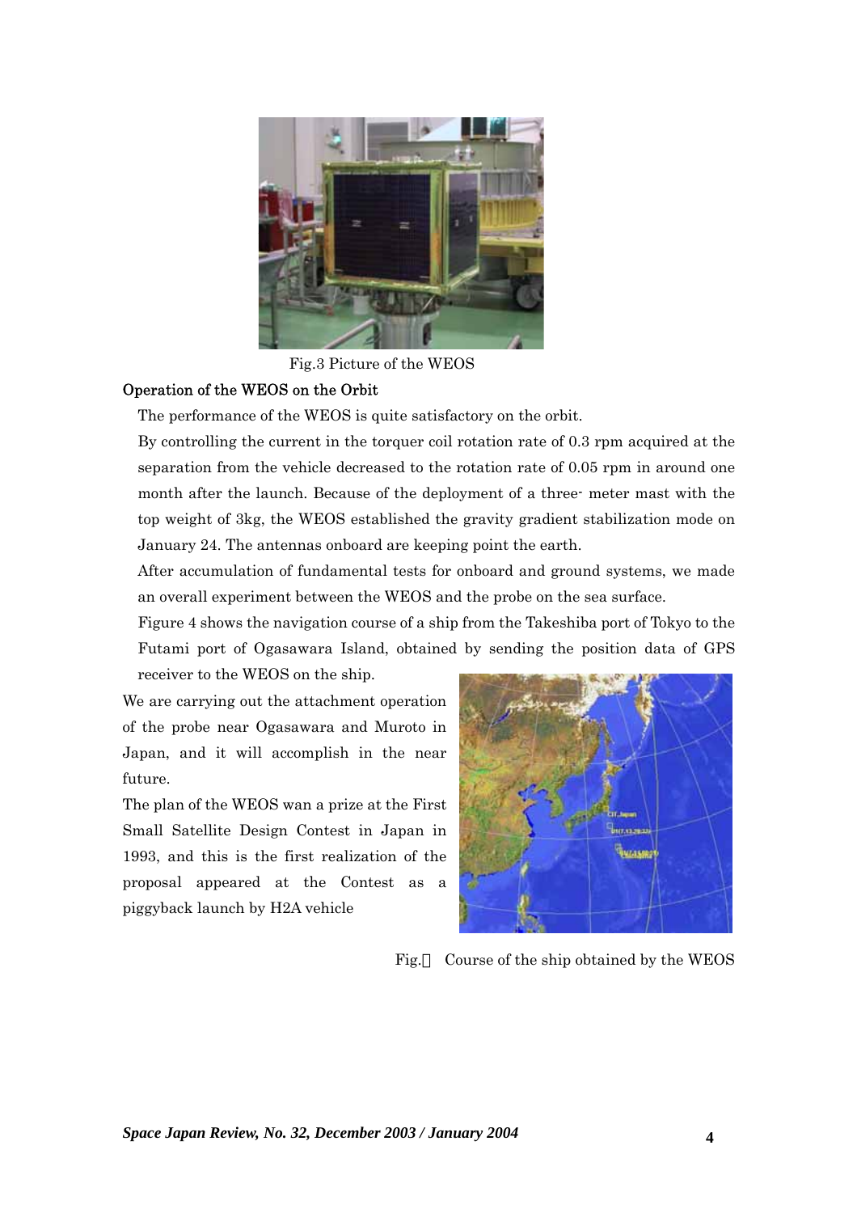Fig.3 Picture of the WEOS

**Operation of the WEOS on the Orbit**

The performance of the WEOS is quite satisfactory on the orbit.

By controlling the current in the torquer coil rotation rate of 0.3 rpm acquired at the separation from the vehicle decreased to the rotation rate of 0.05 rpm in around one month after the launch. Because of the deployment of a three- meter mast with the top weight of 3kg, the WEOS established the gravity gradient stabilization mode on January 24. The antennas onboard are keeping point the earth.

After accumulation of fundamental tests for onboard and ground systems, we made an overall experiment between the WEOS and the probe on the sea surface.

Figure 4 shows the navigation course of a ship from the Takeshiba port of Tokyo to the Futami port of Ogasawara Island, obtained by sending the position data of GPS receiver to the WEOS on the ship.

We are carrying out the attachment operation of the probe near Ogasawara and Muroto in Japan, and it will accomplish in the near future.

The plan of the WEOS wan a prize at the First Small Satellite Design Contest in Japan in 1993, and this is the first realization of the proposal appeared at the Contest as a piggyback launch by H2A vehicle

Fig.4 Course of the ship obtained by the WEOS